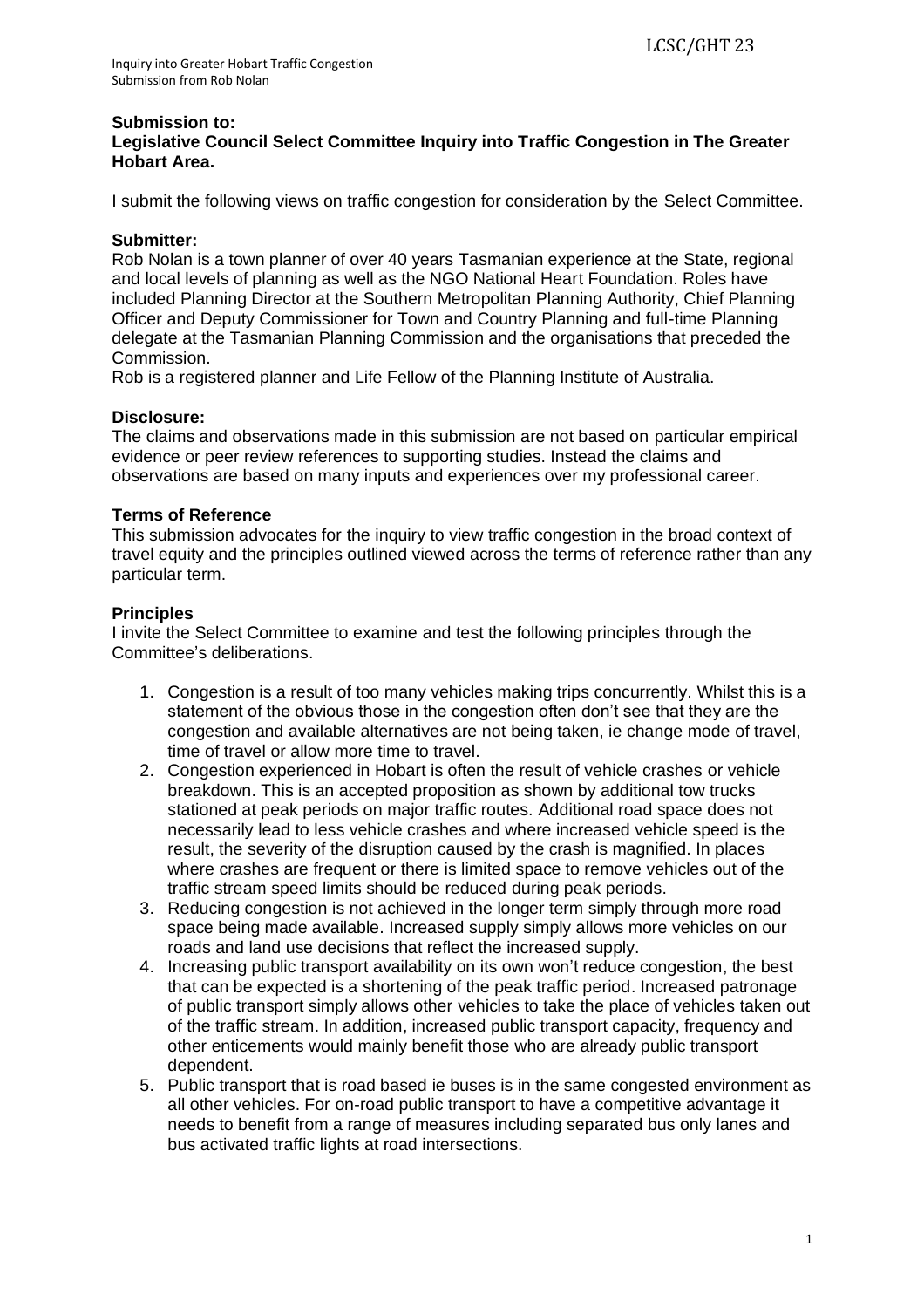**Submission to:**
**Legislative Council Select Committee Inquiry into Traffic Congestion in The Greater Hobart Area.**

I submit the following views on traffic congestion for consideration by the Select Committee.

**Submitter:**
Rob Nolan is a town planner of over 40 years Tasmanian experience at the State, regional and local levels of planning as well as the NGO National Heart Foundation. Roles have included Planning Director at the Southern Metropolitan Planning Authority, Chief Planning Officer and Deputy Commissioner for Town and Country Planning and full-time Planning delegate at the Tasmanian Planning Commission and the organisations that preceded the Commission.
Rob is a registered planner and Life Fellow of the Planning Institute of Australia.

**Disclosure:**
The claims and observations made in this submission are not based on particular empirical evidence or peer review references to supporting studies. Instead the claims and observations are based on many inputs and experiences over my professional career.

**Terms of Reference**
This submission advocates for the inquiry to view traffic congestion in the broad context of travel equity and the principles outlined viewed across the terms of reference rather than any particular term.

**Principles**
I invite the Select Committee to examine and test the following principles through the Committee's deliberations.

1. Congestion is a result of too many vehicles making trips concurrently. Whilst this is a statement of the obvious those in the congestion often don't see that they are the congestion and available alternatives are not being taken, ie change mode of travel, time of travel or allow more time to travel.
2. Congestion experienced in Hobart is often the result of vehicle crashes or vehicle breakdown. This is an accepted proposition as shown by additional tow trucks stationed at peak periods on major traffic routes. Additional road space does not necessarily lead to less vehicle crashes and where increased vehicle speed is the result, the severity of the disruption caused by the crash is magnified. In places where crashes are frequent or there is limited space to remove vehicles out of the traffic stream speed limits should be reduced during peak periods.
3. Reducing congestion is not achieved in the longer term simply through more road space being made available. Increased supply simply allows more vehicles on our roads and land use decisions that reflect the increased supply.
4. Increasing public transport availability on its own won't reduce congestion, the best that can be expected is a shortening of the peak traffic period. Increased patronage of public transport simply allows other vehicles to take the place of vehicles taken out of the traffic stream. In addition, increased public transport capacity, frequency and other enticements would mainly benefit those who are already public transport dependent.
5. Public transport that is road based ie buses is in the same congested environment as all other vehicles. For on-road public transport to have a competitive advantage it needs to benefit from a range of measures including separated bus only lanes and bus activated traffic lights at road intersections.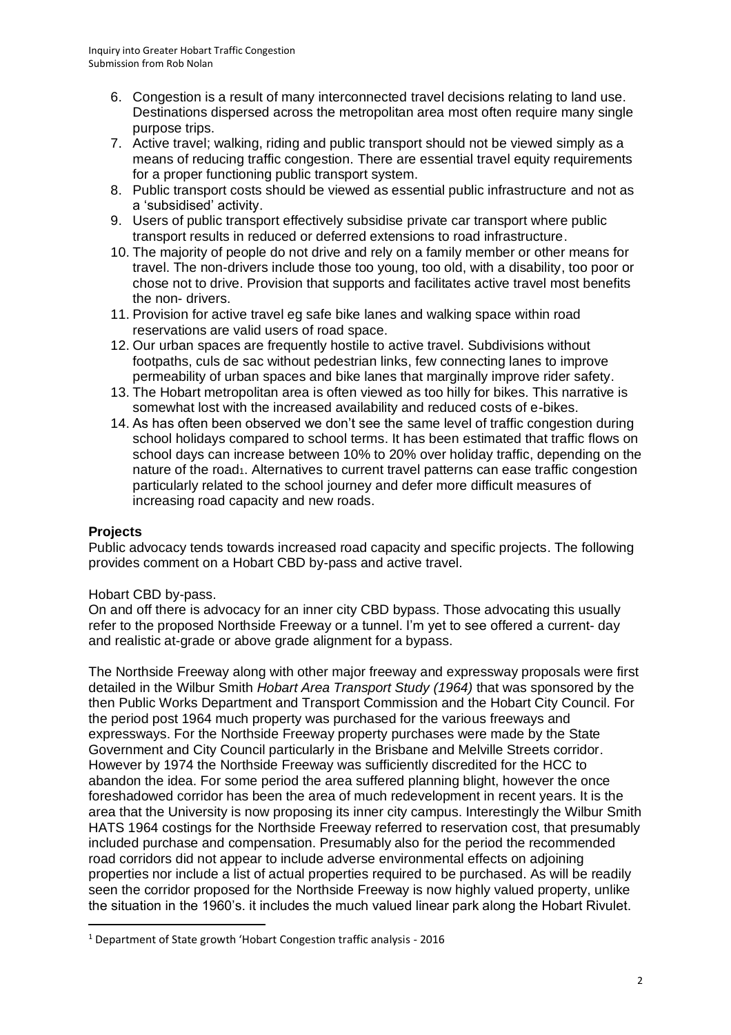6. Congestion is a result of many interconnected travel decisions relating to land use. Destinations dispersed across the metropolitan area most often require many single purpose trips.
7. Active travel; walking, riding and public transport should not be viewed simply as a means of reducing traffic congestion. There are essential travel equity requirements for a proper functioning public transport system.
8. Public transport costs should be viewed as essential public infrastructure and not as a 'subsidised' activity.
9. Users of public transport effectively subsidise private car transport where public transport results in reduced or deferred extensions to road infrastructure.
10. The majority of people do not drive and rely on a family member or other means for travel. The non-drivers include those too young, too old, with a disability, too poor or chose not to drive. Provision that supports and facilitates active travel most benefits the non- drivers.
11. Provision for active travel eg safe bike lanes and walking space within road reservations are valid users of road space.
12. Our urban spaces are frequently hostile to active travel. Subdivisions without footpaths, culs de sac without pedestrian links, few connecting lanes to improve permeability of urban spaces and bike lanes that marginally improve rider safety.
13. The Hobart metropolitan area is often viewed as too hilly for bikes. This narrative is somewhat lost with the increased availability and reduced costs of e-bikes.
14. As has often been observed we don't see the same level of traffic congestion during school holidays compared to school terms. It has been estimated that traffic flows on school days can increase between 10% to 20% over holiday traffic, depending on the nature of the road[1]. Alternatives to current travel patterns can ease traffic congestion particularly related to the school journey and defer more difficult measures of increasing road capacity and new roads.

**Projects**

Public advocacy tends towards increased road capacity and specific projects. The following provides comment on a Hobart CBD by-pass and active travel.

Hobart CBD by-pass.

On and off there is advocacy for an inner city CBD bypass. Those advocating this usually refer to the proposed Northside Freeway or a tunnel. I'm yet to see offered a current- day and realistic at-grade or above grade alignment for a bypass.

The Northside Freeway along with other major freeway and expressway proposals were first detailed in the Wilbur Smith *Hobart Area Transport Study (1964)* that was sponsored by the then Public Works Department and Transport Commission and the Hobart City Council. For the period post 1964 much property was purchased for the various freeways and expressways. For the Northside Freeway property purchases were made by the State Government and City Council particularly in the Brisbane and Melville Streets corridor. However by 1974 the Northside Freeway was sufficiently discredited for the HCC to abandon the idea. For some period the area suffered planning blight, however the once foreshadowed corridor has been the area of much redevelopment in recent years. It is the area that the University is now proposing its inner city campus. Interestingly the Wilbur Smith HATS 1964 costings for the Northside Freeway referred to reservation cost, that presumably included purchase and compensation. Presumably also for the period the recommended road corridors did not appear to include adverse environmental effects on adjoining properties nor include a list of actual properties required to be purchased. As will be readily seen the corridor proposed for the Northside Freeway is now highly valued property, unlike the situation in the 1960's. it includes the much valued linear park along the Hobart Rivulet.

---

[1] Department of State growth 'Hobart Congestion traffic analysis - 2016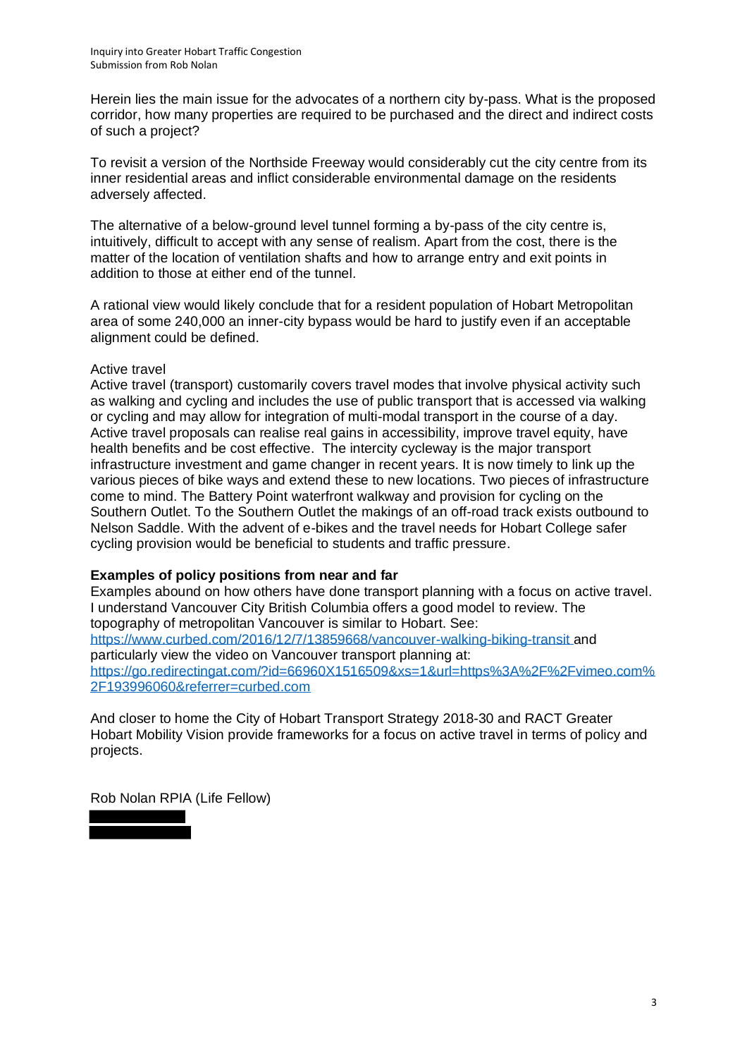Herein lies the main issue for the advocates of a northern city by-pass. What is the proposed corridor, how many properties are required to be purchased and the direct and indirect costs of such a project?

To revisit a version of the Northside Freeway would considerably cut the city centre from its inner residential areas and inflict considerable environmental damage on the residents adversely affected.

The alternative of a below-ground level tunnel forming a by-pass of the city centre is, intuitively, difficult to accept with any sense of realism. Apart from the cost, there is the matter of the location of ventilation shafts and how to arrange entry and exit points in addition to those at either end of the tunnel.

A rational view would likely conclude that for a resident population of Hobart Metropolitan area of some 240,000 an inner-city bypass would be hard to justify even if an acceptable alignment could be defined.

Active travel

Active travel (transport) customarily covers travel modes that involve physical activity such as walking and cycling and includes the use of public transport that is accessed via walking or cycling and may allow for integration of multi-modal transport in the course of a day. Active travel proposals can realise real gains in accessibility, improve travel equity, have health benefits and be cost effective. The intercity cycleway is the major transport infrastructure investment and game changer in recent years. It is now timely to link up the various pieces of bike ways and extend these to new locations. Two pieces of infrastructure come to mind. The Battery Point waterfront walkway and provision for cycling on the Southern Outlet. To the Southern Outlet the makings of an off-road track exists outbound to Nelson Saddle. With the advent of e-bikes and the travel needs for Hobart College safer cycling provision would be beneficial to students and traffic pressure.

**Examples of policy positions from near and far**

Examples abound on how others have done transport planning with a focus on active travel. I understand Vancouver City British Columbia offers a good model to review. The topography of metropolitan Vancouver is similar to Hobart. See: https://www.curbed.com/2016/12/7/13859668/vancouver-walking-biking-transit and particularly view the video on Vancouver transport planning at: https://go.redirectingat.com/?id=66960X1516509&xs=1&url=https%3A%2F%2Fvimeo.com%2F193996060&referrer=curbed.com

And closer to home the City of Hobart Transport Strategy 2018-30 and RACT Greater Hobart Mobility Vision provide frameworks for a focus on active travel in terms of policy and projects.

Rob Nolan RPIA (Life Fellow)